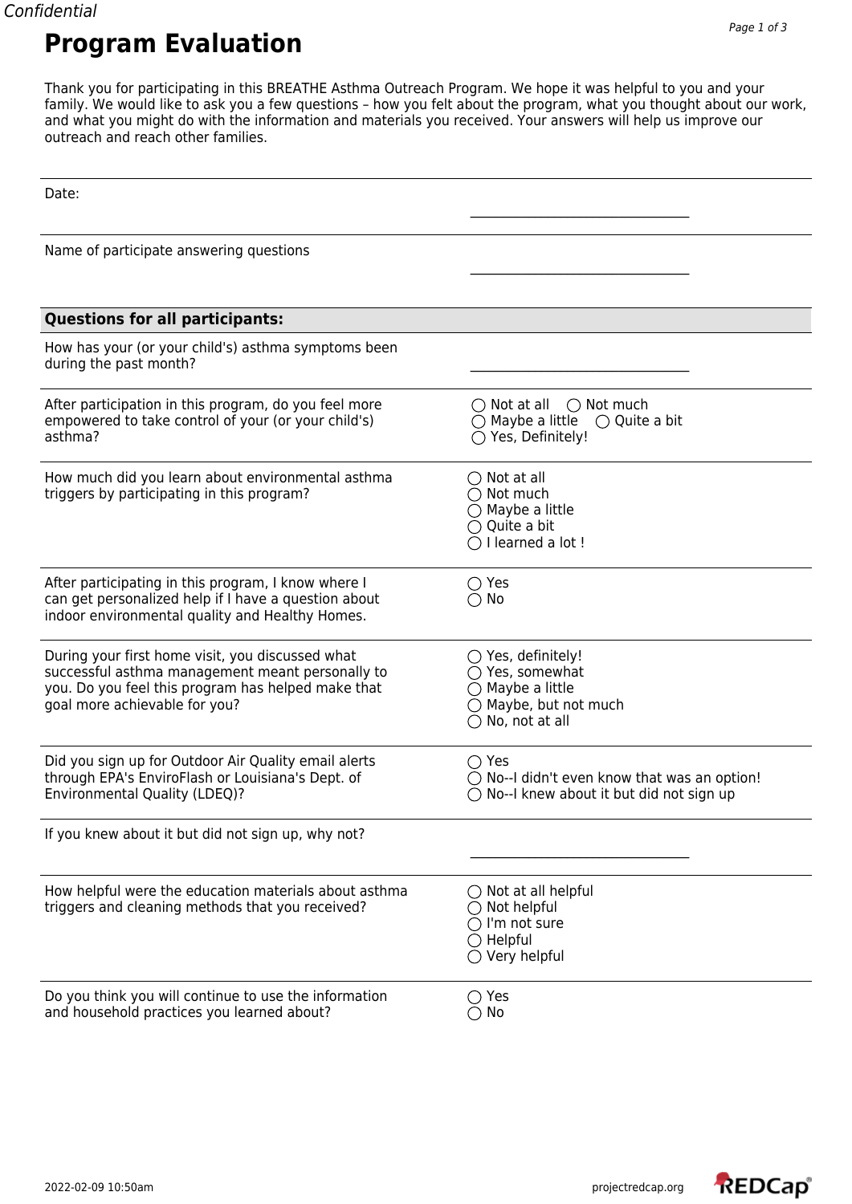Confidential

# Program Evaluation

Thank you for participating in this BREATHE Asthma Outreach Program. We hope it was helpful to you and your family. We would like to ask you a few questions – how you felt about the program, what you thought about our work, and what you might do with the information and materials you received. Your answers will help us improve our outreach and reach other families.

| | |
|---|---|
| Date: | \_\_\_\_\_\_\_\_\_\_\_\_\_\_\_\_\_\_\_\_\_\_\_\_\_\_\_\_\_\_\_\_\_\_ |
| Name of participate answering questions | \_\_\_\_\_\_\_\_\_\_\_\_\_\_\_\_\_\_\_\_\_\_\_\_\_\_\_\_\_\_\_\_\_\_ |

**Questions for all participants:**

| | |
|---|---|
| How has your (or your child's) asthma symptoms been during the past month? | \_\_\_\_\_\_\_\_\_\_\_\_\_\_\_\_\_\_\_\_\_\_\_\_\_\_\_\_\_\_\_\_\_\_ |
| After participation in this program, do you feel more empowered to take control of your (or your child's) asthma? | ◯ Not at all ◯ Not much ◯ Maybe a little ◯ Quite a bit ◯ Yes, Definitely! |
| How much did you learn about environmental asthma triggers by participating in this program? | ◯ Not at all<br>◯ Not much<br>◯ Maybe a little<br>◯ Quite a bit<br>◯ I learned a lot ! |
| After participating in this program, I know where I can get personalized help if I have a question about indoor environmental quality and Healthy Homes. | ◯ Yes<br>◯ No |
| During your first home visit, you discussed what successful asthma management meant personally to you. Do you feel this program has helped make that goal more achievable for you? | ◯ Yes, definitely!<br>◯ Yes, somewhat<br>◯ Maybe a little<br>◯ Maybe, but not much<br>◯ No, not at all |
| Did you sign up for Outdoor Air Quality email alerts through EPA's EnviroFlash or Louisiana's Dept. of Environmental Quality (LDEQ)? | ◯ Yes<br>◯ No--I didn't even know that was an option!<br>◯ No--I knew about it but did not sign up |
| If you knew about it but did not sign up, why not? | \_\_\_\_\_\_\_\_\_\_\_\_\_\_\_\_\_\_\_\_\_\_\_\_\_\_\_\_\_\_\_\_\_\_ |
| How helpful were the education materials about asthma triggers and cleaning methods that you received? | ◯ Not at all helpful<br>◯ Not helpful<br>◯ I'm not sure<br>◯ Helpful<br>◯ Very helpful |
| Do you think you will continue to use the information and household practices you learned about? | ◯ Yes<br>◯ No |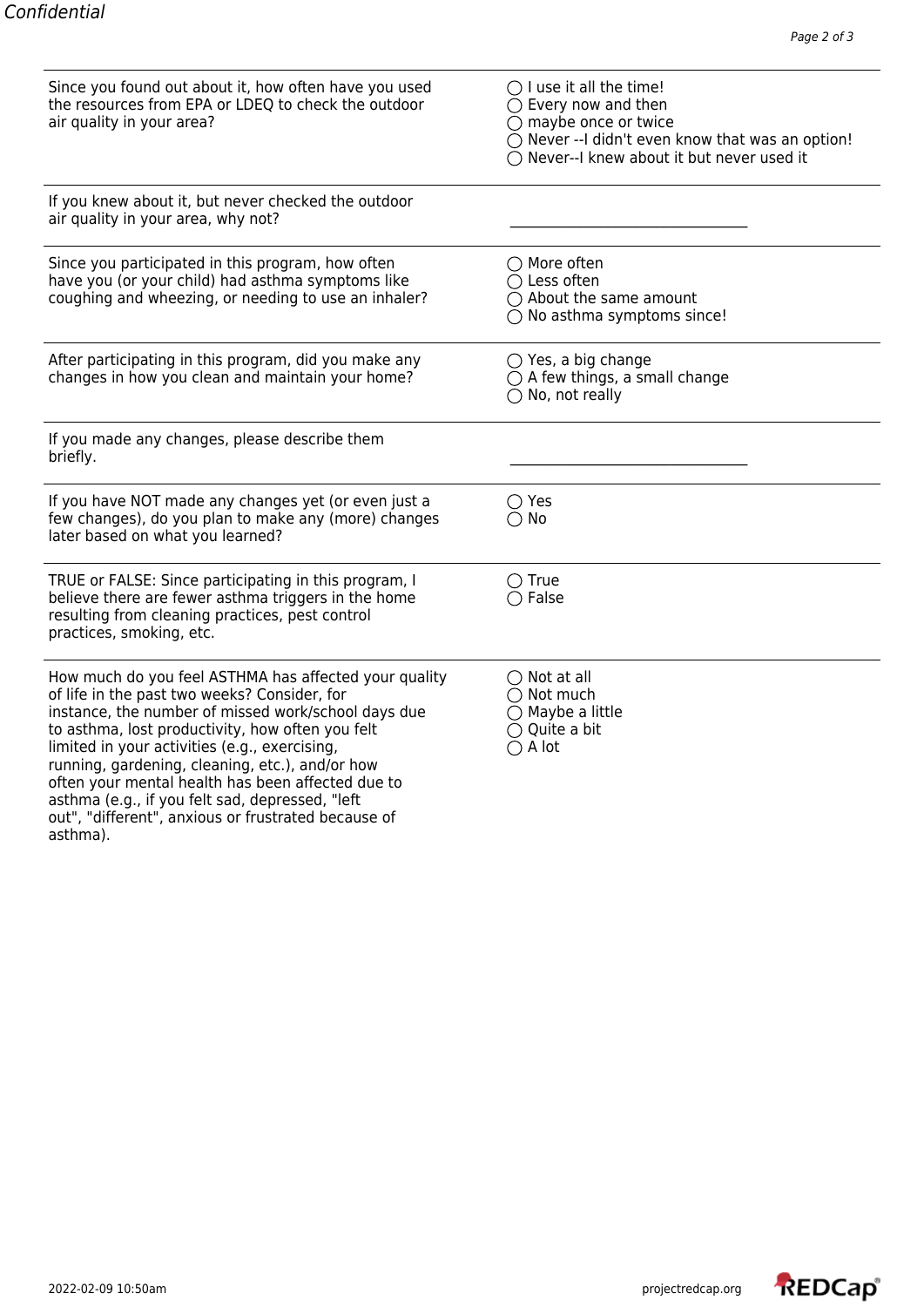| | |
|---|---|
| Since you found out about it, how often have you used the resources from EPA or LDEQ to check the outdoor air quality in your area? | ◯ I use it all the time!<br>◯ Every now and then<br>◯ maybe once or twice<br>◯ Never --I didn't even know that was an option!<br>◯ Never--I knew about it but never used it |
| If you knew about it, but never checked the outdoor air quality in your area, why not? | __________________________________ |
| Since you participated in this program, how often have you (or your child) had asthma symptoms like coughing and wheezing, or needing to use an inhaler? | ◯ More often<br>◯ Less often<br>◯ About the same amount<br>◯ No asthma symptoms since! |
| After participating in this program, did you make any changes in how you clean and maintain your home? | ◯ Yes, a big change<br>◯ A few things, a small change<br>◯ No, not really |
| If you made any changes, please describe them briefly. | __________________________________ |
| If you have NOT made any changes yet (or even just a few changes), do you plan to make any (more) changes later based on what you learned? | ◯ Yes<br>◯ No |
| TRUE or FALSE: Since participating in this program, I believe there are fewer asthma triggers in the home resulting from cleaning practices, pest control practices, smoking, etc. | ◯ True<br>◯ False |
| How much do you feel ASTHMA has affected your quality of life in the past two weeks? Consider, for instance, the number of missed work/school days due to asthma, lost productivity, how often you felt limited in your activities (e.g., exercising, running, gardening, cleaning, etc.), and/or how often your mental health has been affected due to asthma (e.g., if you felt sad, depressed, "left out", "different", anxious or frustrated because of asthma). | ◯ Not at all<br>◯ Not much<br>◯ Maybe a little<br>◯ Quite a bit<br>◯ A lot |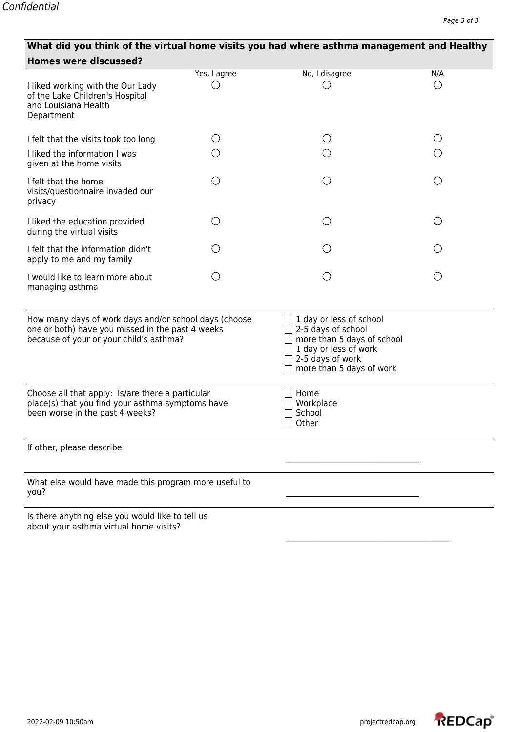## What did you think of the virtual home visits you had where asthma management and Healthy Homes were discussed?

| | Yes, I agree | No, I disagree | N/A |
|---|---|---|---|
| I liked working with the Our Lady of the Lake Children's Hospital and Louisiana Health Department | ○ | ○ | ○ |
| I felt that the visits took too long | ○ | ○ | ○ |
| I liked the information I was given at the home visits | ○ | ○ | ○ |
| I felt that the home visits/questionnaire invaded our privacy | ○ | ○ | ○ |
| I liked the education provided during the virtual visits | ○ | ○ | ○ |
| I felt that the information didn't apply to me and my family | ○ | ○ | ○ |
| I would like to learn more about managing asthma | ○ | ○ | ○ |

How many days of work days and/or school days (choose one or both) have you missed in the past 4 weeks because of your or your child's asthma?

- ☐ 1 day or less of school
- ☐ 2-5 days of school
- ☐ more than 5 days of school
- ☐ 1 day or less of work
- ☐ 2-5 days of work
- ☐ more than 5 days of work

Choose all that apply: Is/are there a particular place(s) that you find your asthma symptoms have been worse in the past 4 weeks?

- ☐ Home
- ☐ Workplace
- ☐ School
- ☐ Other

If other, please describe

______________________________

What else would have made this program more useful to you?

______________________________

Is there anything else you would like to tell us about your asthma virtual home visits?

______________________________